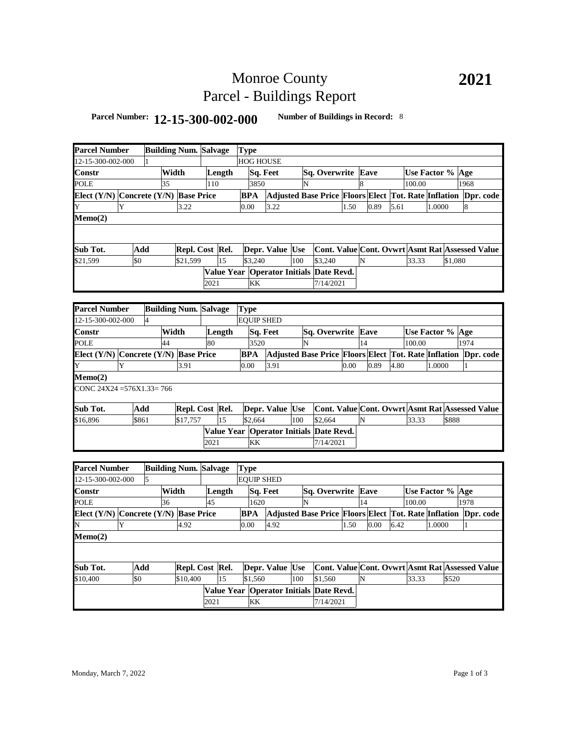# Monroe County
# Parcel - Buildings Report

**2021**

**Parcel Number:** **12-15-300-002-000** **Number of Buildings in Record:** 8

| Parcel Number | Building Num. | Salvage | Type | | | | | | | |
|---|---|---|---|---|---|---|---|---|---|---|
| 12-15-300-002-000 | 1 | | HOG HOUSE | | | | | | | |
| **Constr** | **Width** | **Length** | **Sq. Feet** | **Sq. Overwrite** | **Eave** | | **Use Factor %** | **Age** | | |
| POLE | 35 | 110 | 3850 | N | 8 | | 100.00 | 1968 | | |
| **Elect (Y/N)** | **Concrete (Y/N)** | **Base Price** | **BPA** | **Adjusted Base Price** | **Floors** | **Elect** | **Tot. Rate** | **Inflation** | **Dpr. code** | |
| Y | Y | 3.22 | 0.00 | 3.22 | 1.50 | 0.89 | 5.61 | 1.0000 | 8 | |
| **Memo(2)** | | | | | | | | | | |
| | | | | | | | | | | |
| **Sub Tot.** | **Add** | **Repl. Cost** | **Rel.** | **Depr. Value** | **Use** | **Cont. Value** | **Cont. Ovwrt** | **Asmt Rat** | **Assessed Value** | |
| $21,599 | $0 | $21,599 | 15 | $3,240 | 100 | $3,240 | N | 33.33 | $1,080 | |
| | | | **Value Year** | **Operator Initials** | **Date Revd.** | | | | | |
| | | | 2021 | KK | 7/14/2021 | | | | | |

| Parcel Number | Building Num. | Salvage | Type | | | | | | | |
|---|---|---|---|---|---|---|---|---|---|---|
| 12-15-300-002-000 | 4 | | EQUIP SHED | | | | | | | |
| **Constr** | **Width** | **Length** | **Sq. Feet** | **Sq. Overwrite** | **Eave** | | **Use Factor %** | **Age** | | |
| POLE | 44 | 80 | 3520 | N | 14 | | 100.00 | 1974 | | |
| **Elect (Y/N)** | **Concrete (Y/N)** | **Base Price** | **BPA** | **Adjusted Base Price** | **Floors** | **Elect** | **Tot. Rate** | **Inflation** | **Dpr. code** | |
| Y | Y | 3.91 | 0.00 | 3.91 | 0.00 | 0.89 | 4.80 | 1.0000 | 1 | |
| **Memo(2)** | | | | | | | | | | |
| CONC 24X24 =576X1.33= 766 | | | | | | | | | | |
| **Sub Tot.** | **Add** | **Repl. Cost** | **Rel.** | **Depr. Value** | **Use** | **Cont. Value** | **Cont. Ovwrt** | **Asmt Rat** | **Assessed Value** | |
| $16,896 | $861 | $17,757 | 15 | $2,664 | 100 | $2,664 | N | 33.33 | $888 | |
| | | | **Value Year** | **Operator Initials** | **Date Revd.** | | | | | |
| | | | 2021 | KK | 7/14/2021 | | | | | |

| Parcel Number | Building Num. | Salvage | Type | | | | | | | |
|---|---|---|---|---|---|---|---|---|---|---|
| 12-15-300-002-000 | 5 | | EQUIP SHED | | | | | | | |
| **Constr** | **Width** | **Length** | **Sq. Feet** | **Sq. Overwrite** | **Eave** | | **Use Factor %** | **Age** | | |
| POLE | 36 | 45 | 1620 | N | 14 | | 100.00 | 1978 | | |
| **Elect (Y/N)** | **Concrete (Y/N)** | **Base Price** | **BPA** | **Adjusted Base Price** | **Floors** | **Elect** | **Tot. Rate** | **Inflation** | **Dpr. code** | |
| N | Y | 4.92 | 0.00 | 4.92 | 1.50 | 0.00 | 6.42 | 1.0000 | 1 | |
| **Memo(2)** | | | | | | | | | | |
| | | | | | | | | | | |
| **Sub Tot.** | **Add** | **Repl. Cost** | **Rel.** | **Depr. Value** | **Use** | **Cont. Value** | **Cont. Ovwrt** | **Asmt Rat** | **Assessed Value** | |
| $10,400 | $0 | $10,400 | 15 | $1,560 | 100 | $1,560 | N | 33.33 | $520 | |
| | | | **Value Year** | **Operator Initials** | **Date Revd.** | | | | | |
| | | | 2021 | KK | 7/14/2021 | | | | | |

Monday, March 7, 2022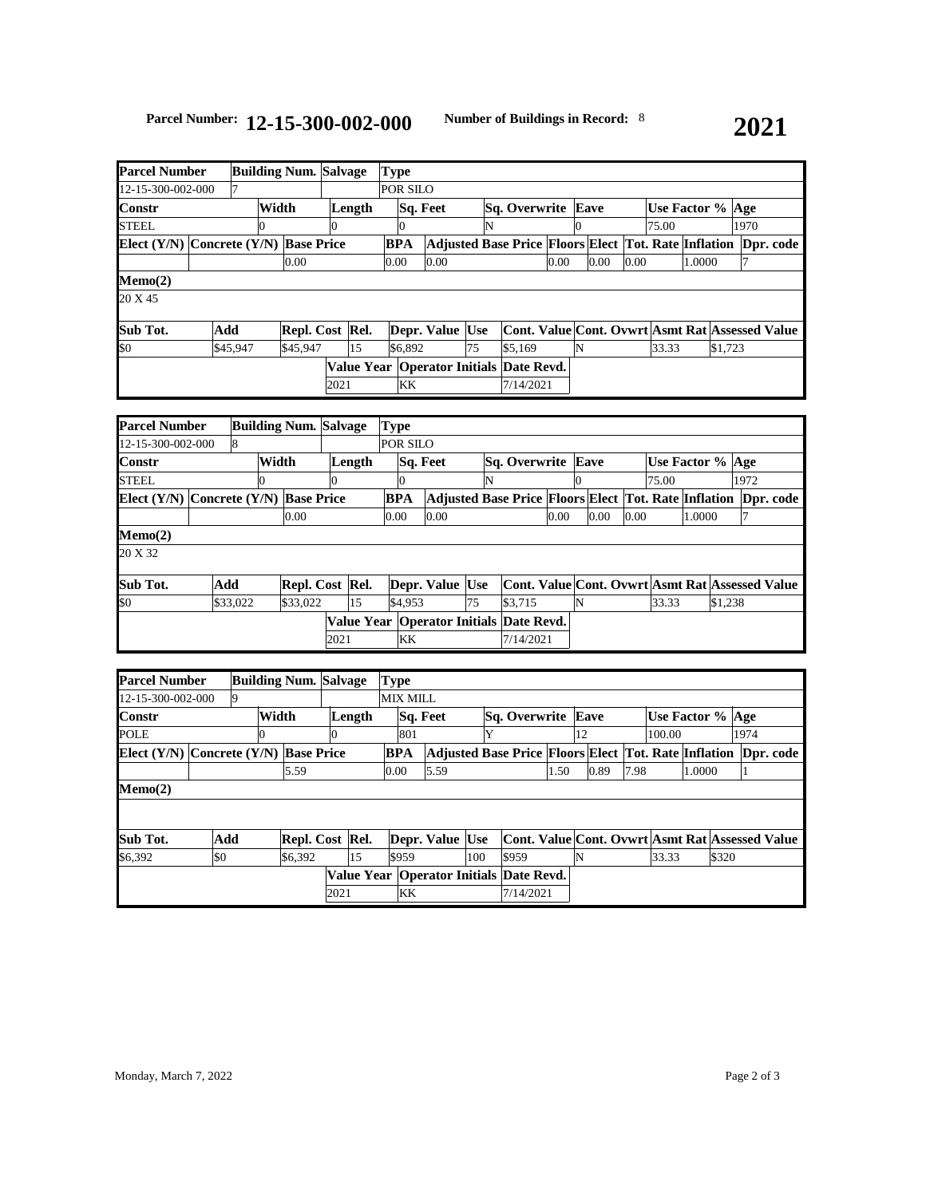**Parcel Number:** **12-15-300-002-000** **Number of Buildings in Record:** 8 **2021**

| Parcel Number | Building Num. | Salvage | Type | | | | | | | |
|---|---|---|---|---|---|---|---|---|---|---|
| 12-15-300-002-000 | 7 | | POR SILO | | | | | | | |
| **Constr** | **Width** | **Length** | **Sq. Feet** | **Sq. Overwrite** | **Eave** | **Use Factor %** | **Age** | | | |
| STEEL | 0 | 0 | 0 | N | 0 | 75.00 | 1970 | | | |
| **Elect (Y/N)** | **Concrete (Y/N)** | **Base Price** | **BPA** | **Adjusted Base Price** | **Floors** | **Elect** | **Tot. Rate** | **Inflation** | **Dpr. code** | |
| | | 0.00 | 0.00 | 0.00 | 0.00 | 0.00 | 0.00 | 1.0000 | 7 | |
| **Memo(2)** | | | | | | | | | | |
| 20 X 45 | | | | | | | | | | |
| **Sub Tot.** | **Add** | **Repl. Cost** | **Rel.** | **Depr. Value** | **Use** | **Cont. Value** | **Cont. Ovwrt** | **Asmt Rat** | **Assessed Value** | |
| $0 | $45,947 | $45,947 | 15 | $6,892 | 75 | $5,169 | N | 33.33 | $1,723 | |
| | | **Value Year** | **Operator Initials** | **Date Revd.** | | | | | | |
| | | 2021 | KK | 7/14/2021 | | | | | | |

| Parcel Number | Building Num. | Salvage | Type | | | | | | | |
|---|---|---|---|---|---|---|---|---|---|---|
| 12-15-300-002-000 | 8 | | POR SILO | | | | | | | |
| **Constr** | **Width** | **Length** | **Sq. Feet** | **Sq. Overwrite** | **Eave** | **Use Factor %** | **Age** | | | |
| STEEL | 0 | 0 | 0 | N | 0 | 75.00 | 1972 | | | |
| **Elect (Y/N)** | **Concrete (Y/N)** | **Base Price** | **BPA** | **Adjusted Base Price** | **Floors** | **Elect** | **Tot. Rate** | **Inflation** | **Dpr. code** | |
| | | 0.00 | 0.00 | 0.00 | 0.00 | 0.00 | 0.00 | 1.0000 | 7 | |
| **Memo(2)** | | | | | | | | | | |
| 20 X 32 | | | | | | | | | | |
| **Sub Tot.** | **Add** | **Repl. Cost** | **Rel.** | **Depr. Value** | **Use** | **Cont. Value** | **Cont. Ovwrt** | **Asmt Rat** | **Assessed Value** | |
| $0 | $33,022 | $33,022 | 15 | $4,953 | 75 | $3,715 | N | 33.33 | $1,238 | |
| | | **Value Year** | **Operator Initials** | **Date Revd.** | | | | | | |
| | | 2021 | KK | 7/14/2021 | | | | | | |

| Parcel Number | Building Num. | Salvage | Type | | | | | | | |
|---|---|---|---|---|---|---|---|---|---|---|
| 12-15-300-002-000 | 9 | | MIX MILL | | | | | | | |
| **Constr** | **Width** | **Length** | **Sq. Feet** | **Sq. Overwrite** | **Eave** | **Use Factor %** | **Age** | | | |
| POLE | 0 | 0 | 801 | Y | 12 | 100.00 | 1974 | | | |
| **Elect (Y/N)** | **Concrete (Y/N)** | **Base Price** | **BPA** | **Adjusted Base Price** | **Floors** | **Elect** | **Tot. Rate** | **Inflation** | **Dpr. code** | |
| | | 5.59 | 0.00 | 5.59 | 1.50 | 0.89 | 7.98 | 1.0000 | 1 | |
| **Memo(2)** | | | | | | | | | | |
| | | | | | | | | | | |
| **Sub Tot.** | **Add** | **Repl. Cost** | **Rel.** | **Depr. Value** | **Use** | **Cont. Value** | **Cont. Ovwrt** | **Asmt Rat** | **Assessed Value** | |
| $6,392 | $0 | $6,392 | 15 | $959 | 100 | $959 | N | 33.33 | $320 | |
| | | **Value Year** | **Operator Initials** | **Date Revd.** | | | | | | |
| | | 2021 | KK | 7/14/2021 | | | | | | |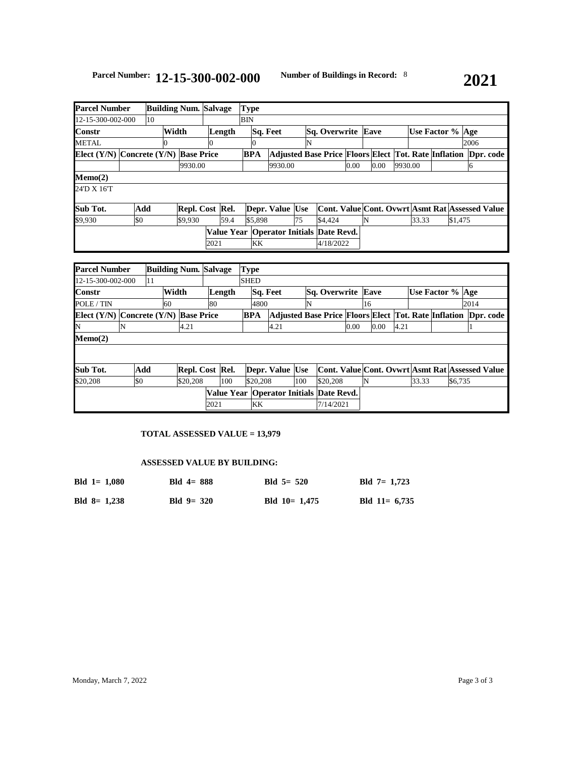Parcel Number: **12-15-300-002-000** Number of Buildings in Record: 8 **2021**

| Parcel Number | Building Num. | Salvage | Type | | | | | | |
|---|---|---|---|---|---|---|---|---|---|
| 12-15-300-002-000 | 10 | | BIN | | | | | | |
| **Constr** | **Width** | **Length** | **Sq. Feet** | **Sq. Overwrite** | **Eave** | **Use Factor %** | **Age** | | |
| METAL | 0 | 0 | 0 | N | | | 2006 | | |
| **Elect (Y/N)** | **Concrete (Y/N)** | **Base Price** | **BPA** | **Adjusted Base Price** | **Floors** | **Elect** | **Tot. Rate** | **Inflation** | **Dpr. code** |
| | | 9930.00 | | 9930.00 | 0.00 | 0.00 | 9930.00 | | 6 |
| **Memo(2)** | | | | | | | | | |
| 24'D X 16'T | | | | | | | | | |
| **Sub Tot.** | **Add** | **Repl. Cost** | **Rel.** | **Depr. Value** | **Use** | **Cont. Value** | **Cont. Ovwrt** | **Asmt Rat** | **Assessed Value** |
| $9,930 | $0 | $9,930 | 59.4 | $5,898 | 75 | $4,424 | N | 33.33 | $1,475 |
| | | | **Value Year** | **Operator Initials** | **Date Revd.** | | | | |
| | | | 2021 | KK | 4/18/2022 | | | | |

| Parcel Number | Building Num. | Salvage | Type | | | | | | |
|---|---|---|---|---|---|---|---|---|---|
| 12-15-300-002-000 | 11 | | SHED | | | | | | |
| **Constr** | **Width** | **Length** | **Sq. Feet** | **Sq. Overwrite** | **Eave** | **Use Factor %** | **Age** | | |
| POLE / TIN | 60 | 80 | 4800 | N | 16 | | 2014 | | |
| **Elect (Y/N)** | **Concrete (Y/N)** | **Base Price** | **BPA** | **Adjusted Base Price** | **Floors** | **Elect** | **Tot. Rate** | **Inflation** | **Dpr. code** |
| N | N | 4.21 | | 4.21 | 0.00 | 0.00 | 4.21 | | 1 |
| **Memo(2)** | | | | | | | | | |
| | | | | | | | | | |
| **Sub Tot.** | **Add** | **Repl. Cost** | **Rel.** | **Depr. Value** | **Use** | **Cont. Value** | **Cont. Ovwrt** | **Asmt Rat** | **Assessed Value** |
| $20,208 | $0 | $20,208 | 100 | $20,208 | 100 | $20,208 | N | 33.33 | $6,735 |
| | | | **Value Year** | **Operator Initials** | **Date Revd.** | | | | |
| | | | 2021 | KK | 7/14/2021 | | | | |

**TOTAL ASSESSED VALUE = 13,979**

**ASSESSED VALUE BY BUILDING:**

| | | | |
|---|---|---|---|
| **Bld 1= 1,080** | **Bld 4= 888** | **Bld 5= 520** | **Bld 7= 1,723** |
| **Bld 8= 1,238** | **Bld 9= 320** | **Bld 10= 1,475** | **Bld 11= 6,735** |

Monday, March 7, 2022